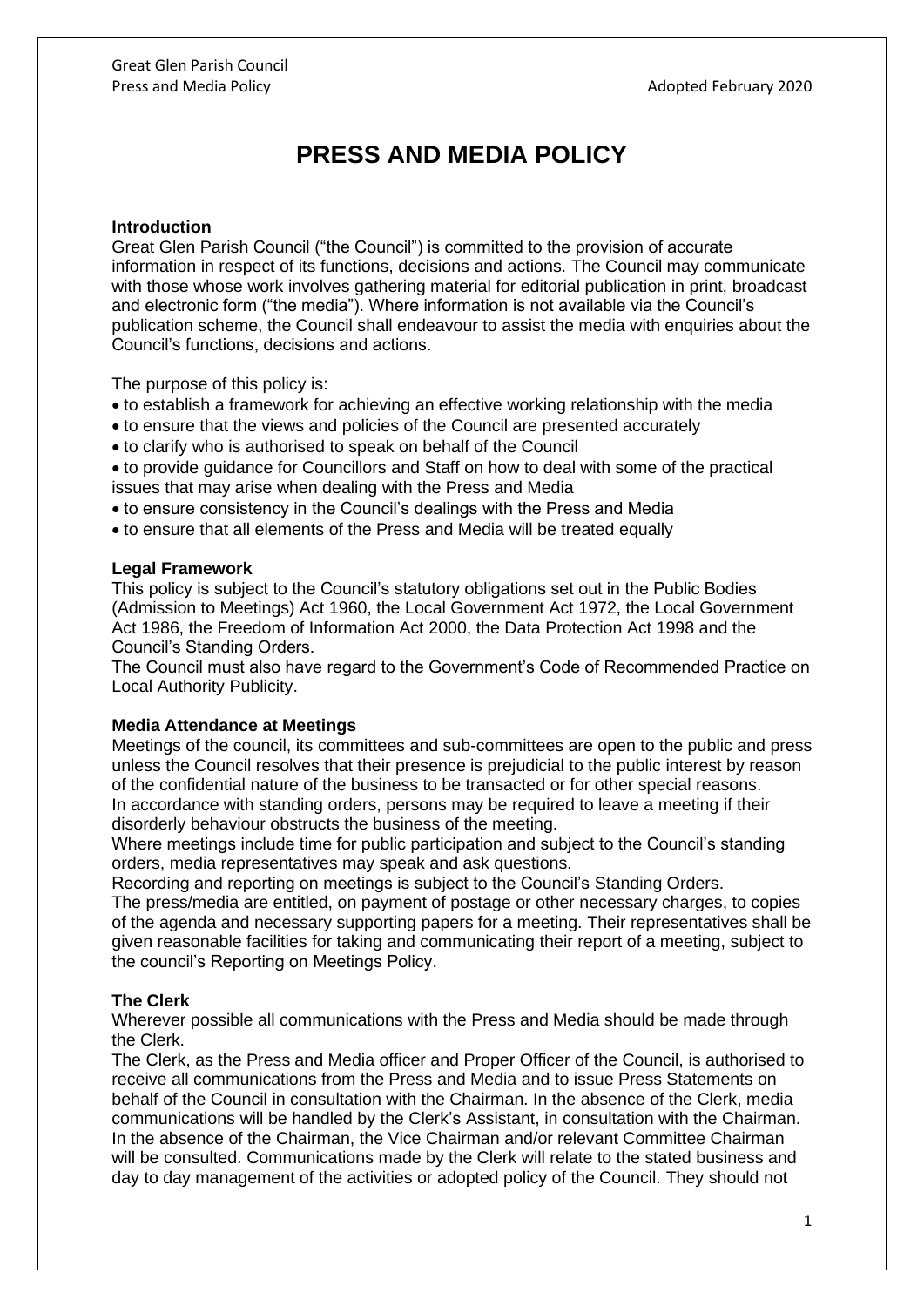# PRESS AND MEDIA POLICY

**Introduction**

Great Glen Parish Council ("the Council") is committed to the provision of accurate information in respect of its functions, decisions and actions. The Council may communicate with those whose work involves gathering material for editorial publication in print, broadcast and electronic form ("the media"). Where information is not available via the Council's publication scheme, the Council shall endeavour to assist the media with enquiries about the Council's functions, decisions and actions.

The purpose of this policy is:

- to establish a framework for achieving an effective working relationship with the media
- to ensure that the views and policies of the Council are presented accurately
- to clarify who is authorised to speak on behalf of the Council
- to provide guidance for Councillors and Staff on how to deal with some of the practical issues that may arise when dealing with the Press and Media
- to ensure consistency in the Council's dealings with the Press and Media
- to ensure that all elements of the Press and Media will be treated equally

**Legal Framework**

This policy is subject to the Council's statutory obligations set out in the Public Bodies (Admission to Meetings) Act 1960, the Local Government Act 1972, the Local Government Act 1986, the Freedom of Information Act 2000, the Data Protection Act 1998 and the Council's Standing Orders.

The Council must also have regard to the Government's Code of Recommended Practice on Local Authority Publicity.

**Media Attendance at Meetings**

Meetings of the council, its committees and sub-committees are open to the public and press unless the Council resolves that their presence is prejudicial to the public interest by reason of the confidential nature of the business to be transacted or for other special reasons.

In accordance with standing orders, persons may be required to leave a meeting if their disorderly behaviour obstructs the business of the meeting.

Where meetings include time for public participation and subject to the Council's standing orders, media representatives may speak and ask questions.

Recording and reporting on meetings is subject to the Council's Standing Orders.

The press/media are entitled, on payment of postage or other necessary charges, to copies of the agenda and necessary supporting papers for a meeting. Their representatives shall be given reasonable facilities for taking and communicating their report of a meeting, subject to the council's Reporting on Meetings Policy.

**The Clerk**

Wherever possible all communications with the Press and Media should be made through the Clerk.

The Clerk, as the Press and Media officer and Proper Officer of the Council, is authorised to receive all communications from the Press and Media and to issue Press Statements on behalf of the Council in consultation with the Chairman. In the absence of the Clerk, media communications will be handled by the Clerk's Assistant, in consultation with the Chairman. In the absence of the Chairman, the Vice Chairman and/or relevant Committee Chairman will be consulted. Communications made by the Clerk will relate to the stated business and day to day management of the activities or adopted policy of the Council. They should not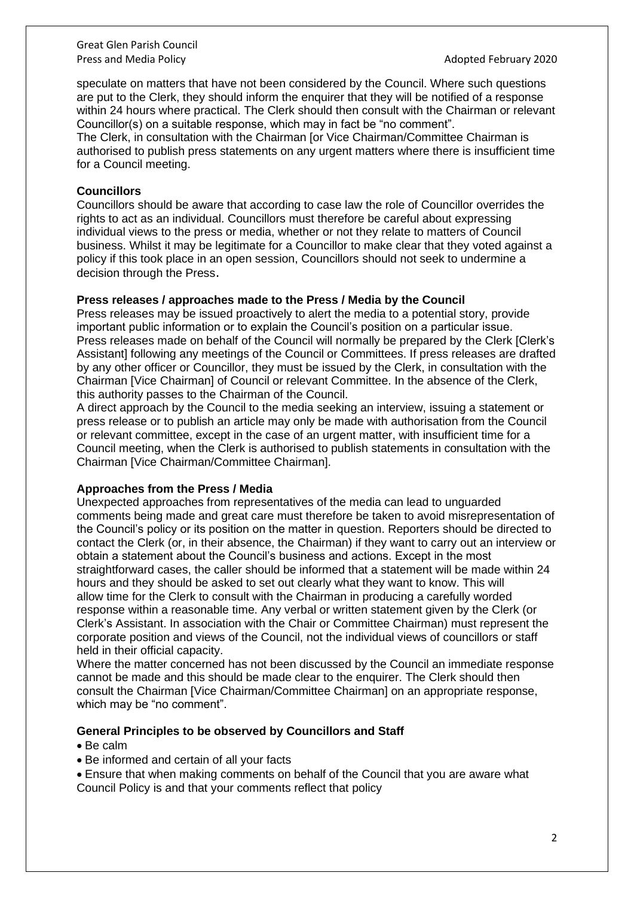speculate on matters that have not been considered by the Council. Where such questions are put to the Clerk, they should inform the enquirer that they will be notified of a response within 24 hours where practical. The Clerk should then consult with the Chairman or relevant Councillor(s) on a suitable response, which may in fact be "no comment".

The Clerk, in consultation with the Chairman [or Vice Chairman/Committee Chairman is authorised to publish press statements on any urgent matters where there is insufficient time for a Council meeting.

**Councillors**

Councillors should be aware that according to case law the role of Councillor overrides the rights to act as an individual. Councillors must therefore be careful about expressing individual views to the press or media, whether or not they relate to matters of Council business. Whilst it may be legitimate for a Councillor to make clear that they voted against a policy if this took place in an open session, Councillors should not seek to undermine a decision through the Press.

**Press releases / approaches made to the Press / Media by the Council**

Press releases may be issued proactively to alert the media to a potential story, provide important public information or to explain the Council's position on a particular issue.

Press releases made on behalf of the Council will normally be prepared by the Clerk [Clerk's Assistant] following any meetings of the Council or Committees. If press releases are drafted by any other officer or Councillor, they must be issued by the Clerk, in consultation with the Chairman [Vice Chairman] of Council or relevant Committee. In the absence of the Clerk, this authority passes to the Chairman of the Council.

A direct approach by the Council to the media seeking an interview, issuing a statement or press release or to publish an article may only be made with authorisation from the Council or relevant committee, except in the case of an urgent matter, with insufficient time for a Council meeting, when the Clerk is authorised to publish statements in consultation with the Chairman [Vice Chairman/Committee Chairman].

**Approaches from the Press / Media**

Unexpected approaches from representatives of the media can lead to unguarded comments being made and great care must therefore be taken to avoid misrepresentation of the Council's policy or its position on the matter in question. Reporters should be directed to contact the Clerk (or, in their absence, the Chairman) if they want to carry out an interview or obtain a statement about the Council's business and actions. Except in the most straightforward cases, the caller should be informed that a statement will be made within 24 hours and they should be asked to set out clearly what they want to know. This will allow time for the Clerk to consult with the Chairman in producing a carefully worded response within a reasonable time. Any verbal or written statement given by the Clerk (or Clerk's Assistant. In association with the Chair or Committee Chairman) must represent the corporate position and views of the Council, not the individual views of councillors or staff held in their official capacity.

Where the matter concerned has not been discussed by the Council an immediate response cannot be made and this should be made clear to the enquirer. The Clerk should then consult the Chairman [Vice Chairman/Committee Chairman] on an appropriate response, which may be "no comment".

**General Principles to be observed by Councillors and Staff**

- Be calm
- Be informed and certain of all your facts
- Ensure that when making comments on behalf of the Council that you are aware what Council Policy is and that your comments reflect that policy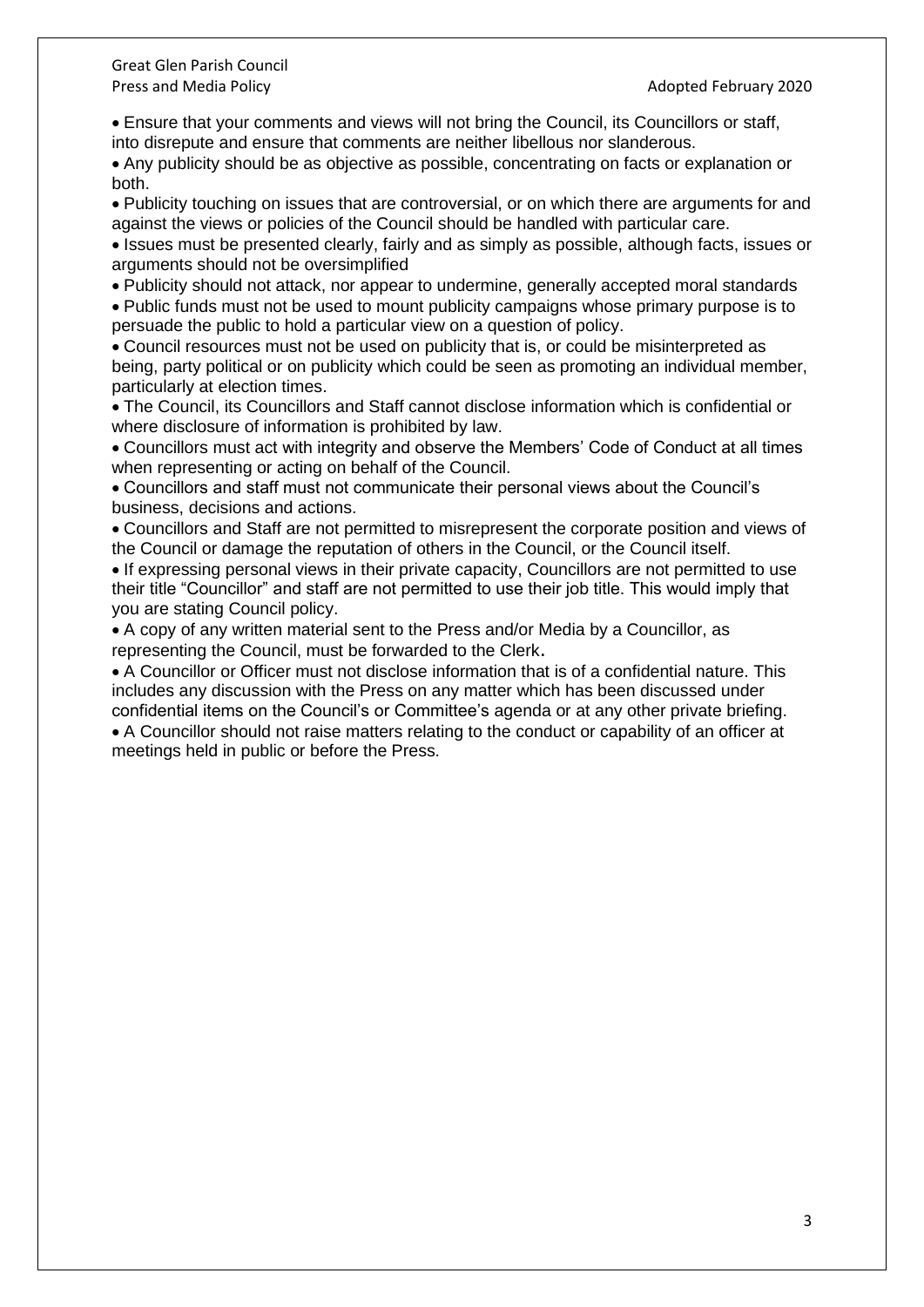- Ensure that your comments and views will not bring the Council, its Councillors or staff, into disrepute and ensure that comments are neither libellous nor slanderous.
- Any publicity should be as objective as possible, concentrating on facts or explanation or both.
- Publicity touching on issues that are controversial, or on which there are arguments for and against the views or policies of the Council should be handled with particular care.
- Issues must be presented clearly, fairly and as simply as possible, although facts, issues or arguments should not be oversimplified
- Publicity should not attack, nor appear to undermine, generally accepted moral standards
- Public funds must not be used to mount publicity campaigns whose primary purpose is to persuade the public to hold a particular view on a question of policy.
- Council resources must not be used on publicity that is, or could be misinterpreted as being, party political or on publicity which could be seen as promoting an individual member, particularly at election times.
- The Council, its Councillors and Staff cannot disclose information which is confidential or where disclosure of information is prohibited by law.
- Councillors must act with integrity and observe the Members' Code of Conduct at all times when representing or acting on behalf of the Council.
- Councillors and staff must not communicate their personal views about the Council's business, decisions and actions.
- Councillors and Staff are not permitted to misrepresent the corporate position and views of the Council or damage the reputation of others in the Council, or the Council itself.
- If expressing personal views in their private capacity, Councillors are not permitted to use their title "Councillor" and staff are not permitted to use their job title. This would imply that you are stating Council policy.
- A copy of any written material sent to the Press and/or Media by a Councillor, as representing the Council, must be forwarded to the Clerk.
- A Councillor or Officer must not disclose information that is of a confidential nature. This includes any discussion with the Press on any matter which has been discussed under confidential items on the Council's or Committee's agenda or at any other private briefing.
- A Councillor should not raise matters relating to the conduct or capability of an officer at meetings held in public or before the Press.